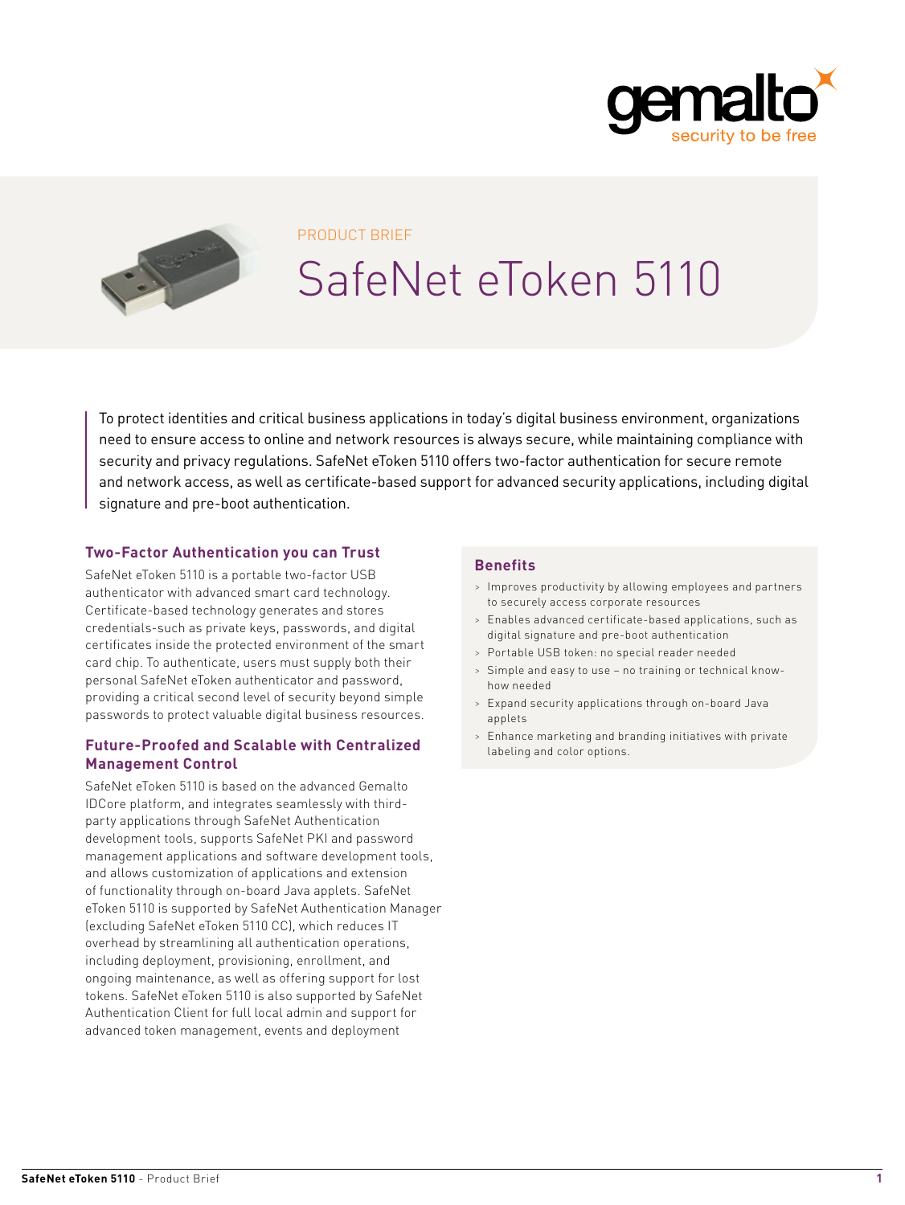PRODUCT BRIEF

# SafeNet eToken 5110

To protect identities and critical business applications in today's digital business environment, organizations need to ensure access to online and network resources is always secure, while maintaining compliance with security and privacy regulations. SafeNet eToken 5110 offers two-factor authentication for secure remote and network access, as well as certificate-based support for advanced security applications, including digital signature and pre-boot authentication.

## Two-Factor Authentication you can Trust

SafeNet eToken 5110 is a portable two-factor USB authenticator with advanced smart card technology. Certificate-based technology generates and stores credentials-such as private keys, passwords, and digital certificates inside the protected environment of the smart card chip. To authenticate, users must supply both their personal SafeNet eToken authenticator and password, providing a critical second level of security beyond simple passwords to protect valuable digital business resources.

## Future-Proofed and Scalable with Centralized Management Control

SafeNet eToken 5110 is based on the advanced Gemalto IDCore platform, and integrates seamlessly with third-party applications through SafeNet Authentication development tools, supports SafeNet PKI and password management applications and software development tools, and allows customization of applications and extension of functionality through on-board Java applets. SafeNet eToken 5110 is supported by SafeNet Authentication Manager (excluding SafeNet eToken 5110 CC), which reduces IT overhead by streamlining all authentication operations, including deployment, provisioning, enrollment, and ongoing maintenance, as well as offering support for lost tokens. SafeNet eToken 5110 is also supported by SafeNet Authentication Client for full local admin and support for advanced token management, events and deployment

## Benefits

- Improves productivity by allowing employees and partners to securely access corporate resources
- Enables advanced certificate-based applications, such as digital signature and pre-boot authentication
- Portable USB token: no special reader needed
- Simple and easy to use – no training or technical know-how needed
- Expand security applications through on-board Java applets
- Enhance marketing and branding initiatives with private labeling and color options.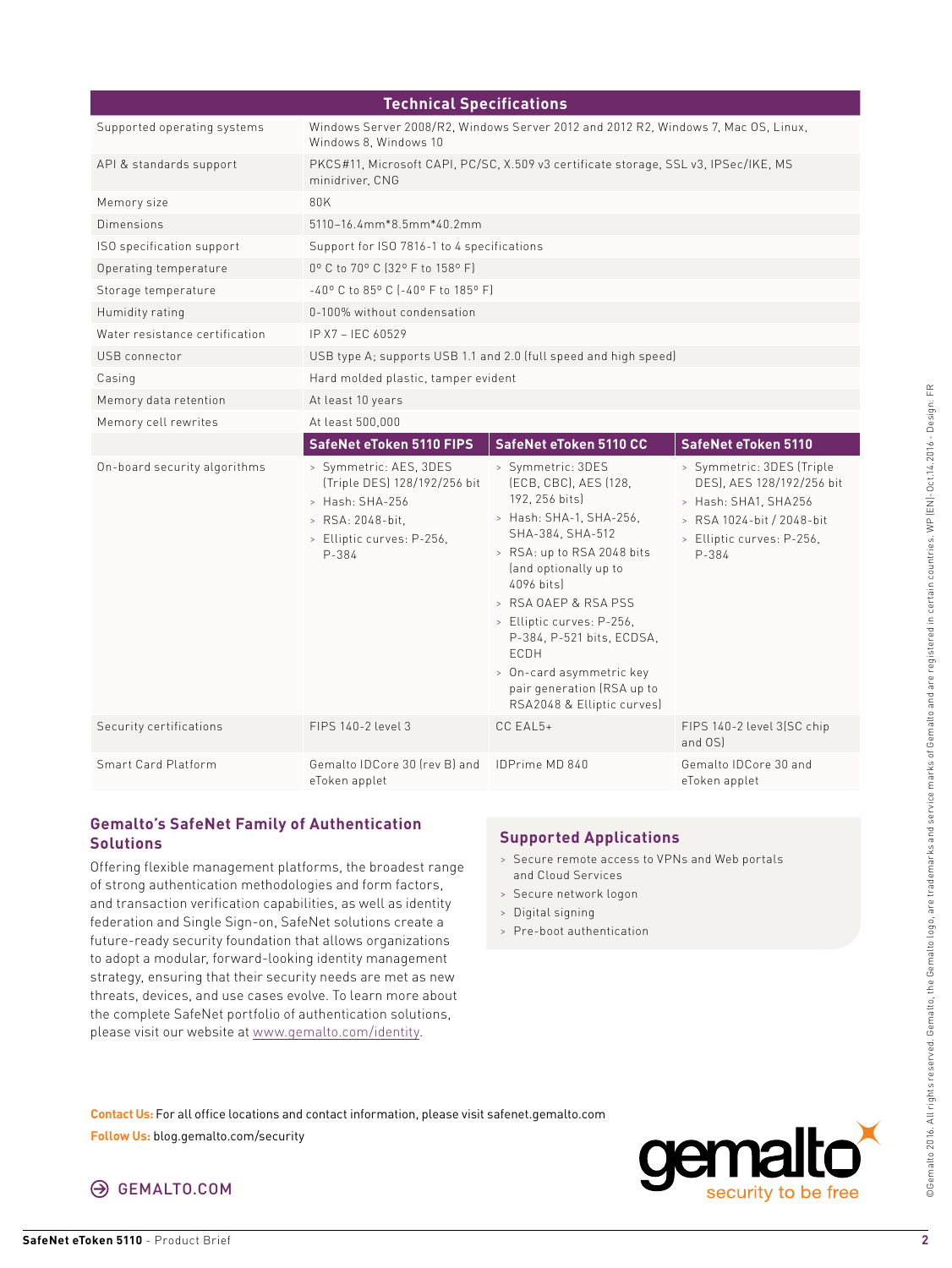| Technical Specifications | | | |
|---|---|---|---|
| Supported operating systems | Windows Server 2008/R2, Windows Server 2012 and 2012 R2, Windows 7, Mac OS, Linux, Windows 8, Windows 10 | | |
| API & standards support | PKCS#11, Microsoft CAPI, PC/SC, X.509 v3 certificate storage, SSL v3, IPSec/IKE, MS minidriver, CNG | | |
| Memory size | 80K | | |
| Dimensions | 5110–16.4mm*8.5mm*40.2mm | | |
| ISO specification support | Support for ISO 7816-1 to 4 specifications | | |
| Operating temperature | 0º C to 70º C (32º F to 158º F) | | |
| Storage temperature | -40º C to 85º C (-40º F to 185º F) | | |
| Humidity rating | 0-100% without condensation | | |
| Water resistance certification | IP X7 – IEC 60529 | | |
| USB connector | USB type A; supports USB 1.1 and 2.0 (full speed and high speed) | | |
| Casing | Hard molded plastic, tamper evident | | |
| Memory data retention | At least 10 years | | |
| Memory cell rewrites | At least 500,000 | | |
| | **SafeNet eToken 5110 FIPS** | **SafeNet eToken 5110 CC** | **SafeNet eToken 5110** |
| On-board security algorithms | > Symmetric: AES, 3DES (Triple DES) 128/192/256 bit<br>> Hash: SHA-256<br>> RSA: 2048-bit,<br>> Elliptic curves: P-256, P-384 | > Symmetric: 3DES (ECB, CBC), AES (128, 192, 256 bits)<br>> Hash: SHA-1, SHA-256, SHA-384, SHA-512<br>> RSA: up to RSA 2048 bits (and optionally up to 4096 bits)<br>> RSA OAEP & RSA PSS<br>> Elliptic curves: P-256, P-384, P-521 bits, ECDSA, ECDH<br>> On-card asymmetric key pair generation (RSA up to RSA2048 & Elliptic curves) | > Symmetric: 3DES (Triple DES), AES 128/192/256 bit<br>> Hash: SHA1, SHA256<br>> RSA 1024-bit / 2048-bit<br>> Elliptic curves: P-256, P-384 |
| Security certifications | FIPS 140-2 level 3 | CC EAL5+ | FIPS 140-2 level 3(SC chip and OS) |
| Smart Card Platform | Gemalto IDCore 30 (rev B) and eToken applet | IDPrime MD 840 | Gemalto IDCore 30 and eToken applet |

## Gemalto's SafeNet Family of Authentication Solutions

Offering flexible management platforms, the broadest range of strong authentication methodologies and form factors, and transaction verification capabilities, as well as identity federation and Single Sign-on, SafeNet solutions create a future-ready security foundation that allows organizations to adopt a modular, forward-looking identity management strategy, ensuring that their security needs are met as new threats, devices, and use cases evolve. To learn more about the complete SafeNet portfolio of authentication solutions, please visit our website at www.gemalto.com/identity.

## Supported Applications

- Secure remote access to VPNs and Web portals and Cloud Services
- Secure network logon
- Digital signing
- Pre-boot authentication

**Contact Us:** For all office locations and contact information, please visit safenet.gemalto.com

**Follow Us:** blog.gemalto.com/security

GEMALTO.COM

gemalto security to be free

©Gemalto 2016. All rights reserved. Gemalto, the Gemalto logo, are trademarks and service marks of Gemalto and are registered in certain countries. WP (EN)-Oct.14.2016 - Design: FR